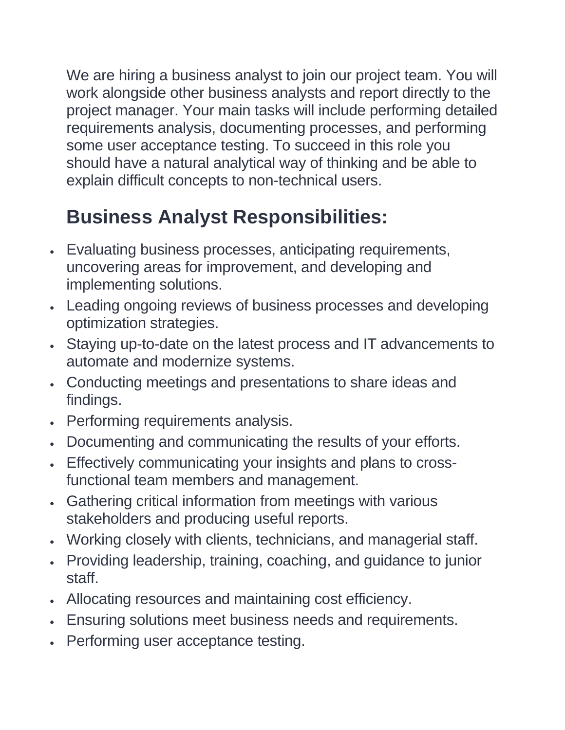We are hiring a business analyst to join our project team. You will work alongside other business analysts and report directly to the project manager. Your main tasks will include performing detailed requirements analysis, documenting processes, and performing some user acceptance testing. To succeed in this role you should have a natural analytical way of thinking and be able to explain difficult concepts to non-technical users.

## Business Analyst Responsibilities:

- Evaluating business processes, anticipating requirements, uncovering areas for improvement, and developing and implementing solutions.
- Leading ongoing reviews of business processes and developing optimization strategies.
- Staying up-to-date on the latest process and IT advancements to automate and modernize systems.
- Conducting meetings and presentations to share ideas and findings.
- Performing requirements analysis.
- Documenting and communicating the results of your efforts.
- Effectively communicating your insights and plans to cross-functional team members and management.
- Gathering critical information from meetings with various stakeholders and producing useful reports.
- Working closely with clients, technicians, and managerial staff.
- Providing leadership, training, coaching, and guidance to junior staff.
- Allocating resources and maintaining cost efficiency.
- Ensuring solutions meet business needs and requirements.
- Performing user acceptance testing.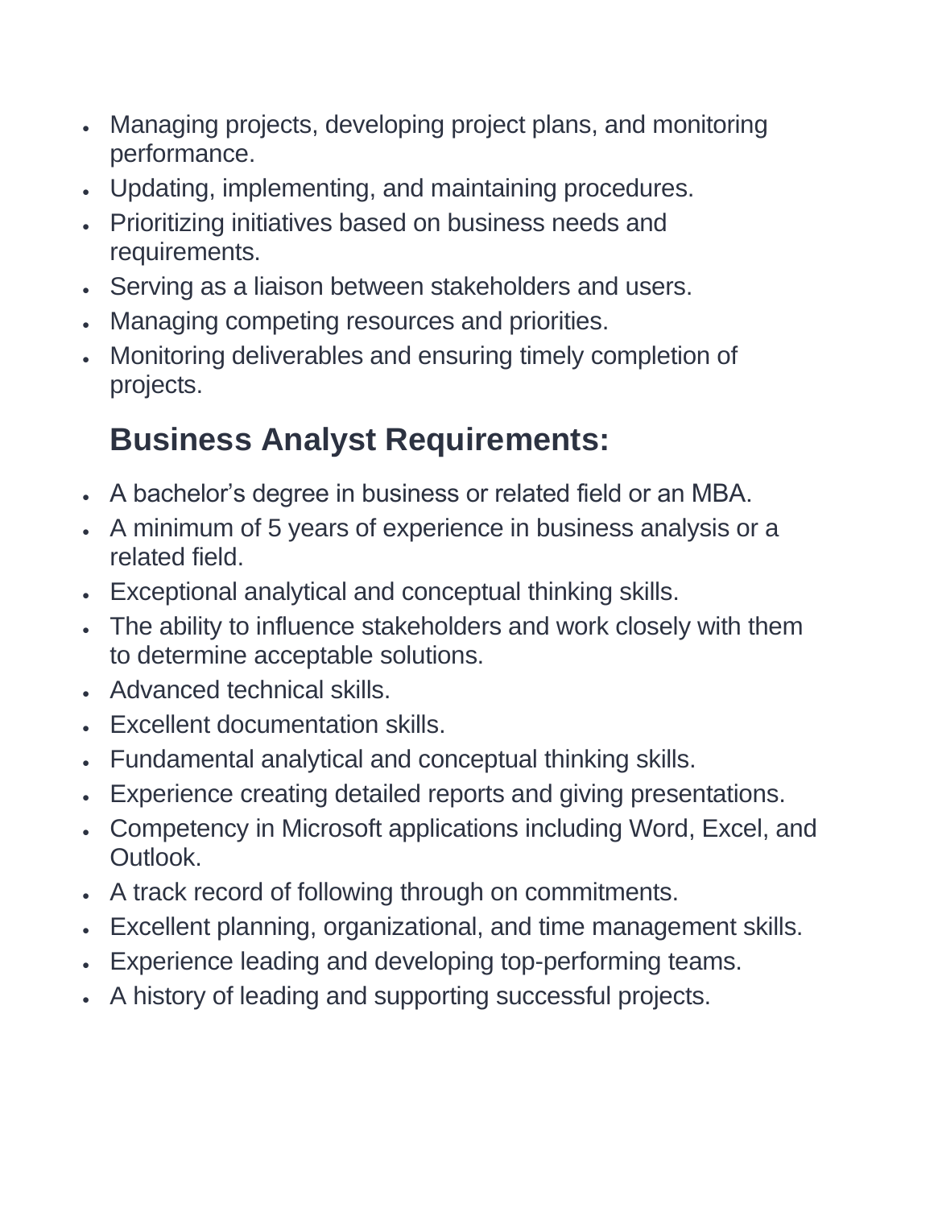- Managing projects, developing project plans, and monitoring performance.
- Updating, implementing, and maintaining procedures.
- Prioritizing initiatives based on business needs and requirements.
- Serving as a liaison between stakeholders and users.
- Managing competing resources and priorities.
- Monitoring deliverables and ensuring timely completion of projects.

## Business Analyst Requirements:

- A bachelor's degree in business or related field or an MBA.
- A minimum of 5 years of experience in business analysis or a related field.
- Exceptional analytical and conceptual thinking skills.
- The ability to influence stakeholders and work closely with them to determine acceptable solutions.
- Advanced technical skills.
- Excellent documentation skills.
- Fundamental analytical and conceptual thinking skills.
- Experience creating detailed reports and giving presentations.
- Competency in Microsoft applications including Word, Excel, and Outlook.
- A track record of following through on commitments.
- Excellent planning, organizational, and time management skills.
- Experience leading and developing top-performing teams.
- A history of leading and supporting successful projects.